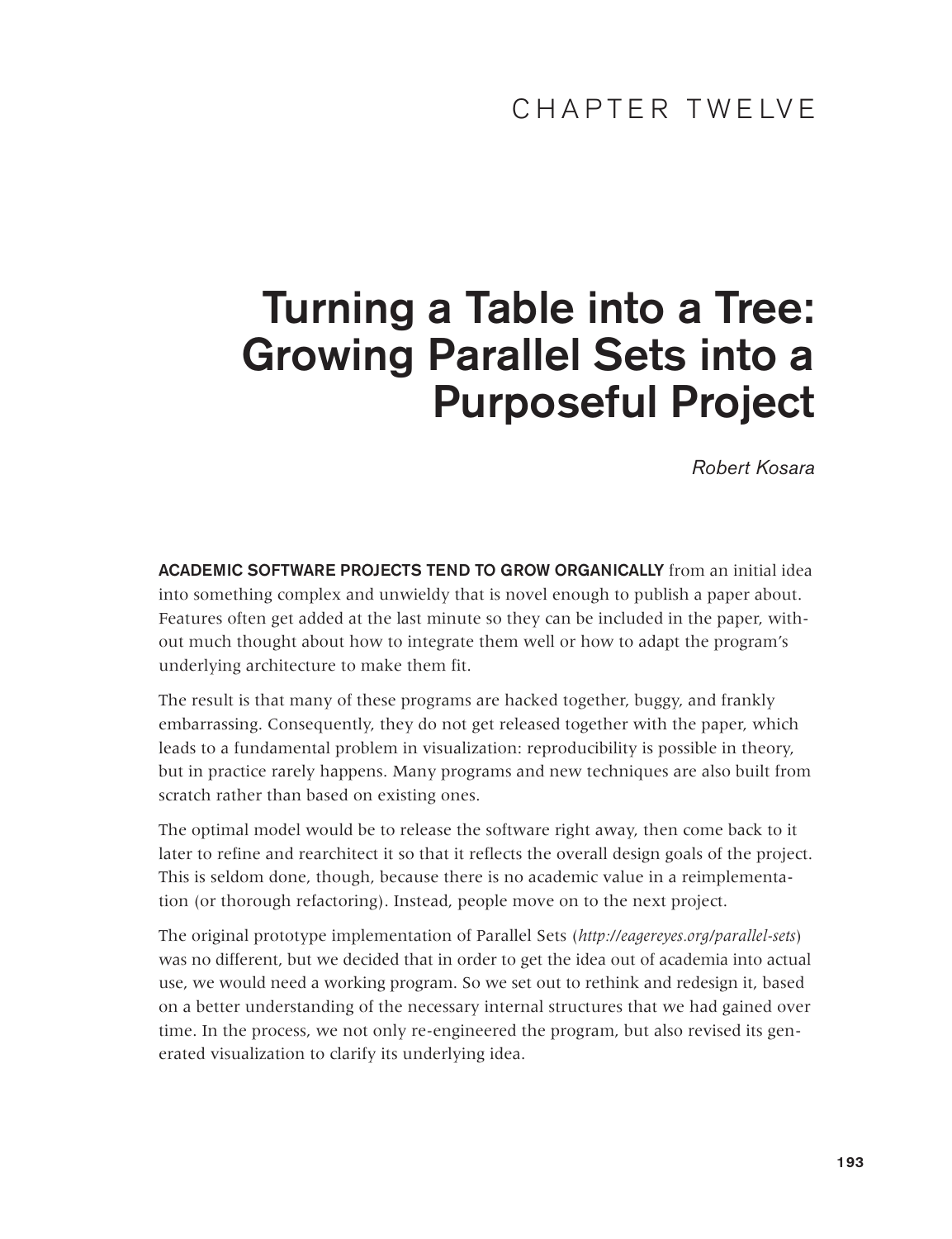CHAPTER TWELVE

# Turning a Table into a Tree: Growing Parallel Sets into a Purposeful Project

*Robert Kosara*

**ACADEMIC SOFTWARE PROJECTS TEND TO GROW ORGANICALLY** from an initial idea into something complex and unwieldy that is novel enough to publish a paper about. Features often get added at the last minute so they can be included in the paper, without much thought about how to integrate them well or how to adapt the program's underlying architecture to make them fit.

The result is that many of these programs are hacked together, buggy, and frankly embarrassing. Consequently, they do not get released together with the paper, which leads to a fundamental problem in visualization: reproducibility is possible in theory, but in practice rarely happens. Many programs and new techniques are also built from scratch rather than based on existing ones.

The optimal model would be to release the software right away, then come back to it later to refine and rearchitect it so that it reflects the overall design goals of the project. This is seldom done, though, because there is no academic value in a reimplementation (or thorough refactoring). Instead, people move on to the next project.

The original prototype implementation of Parallel Sets (*http://eagereyes.org/parallel-sets*) was no different, but we decided that in order to get the idea out of academia into actual use, we would need a working program. So we set out to rethink and redesign it, based on a better understanding of the necessary internal structures that we had gained over time. In the process, we not only re-engineered the program, but also revised its generated visualization to clarify its underlying idea.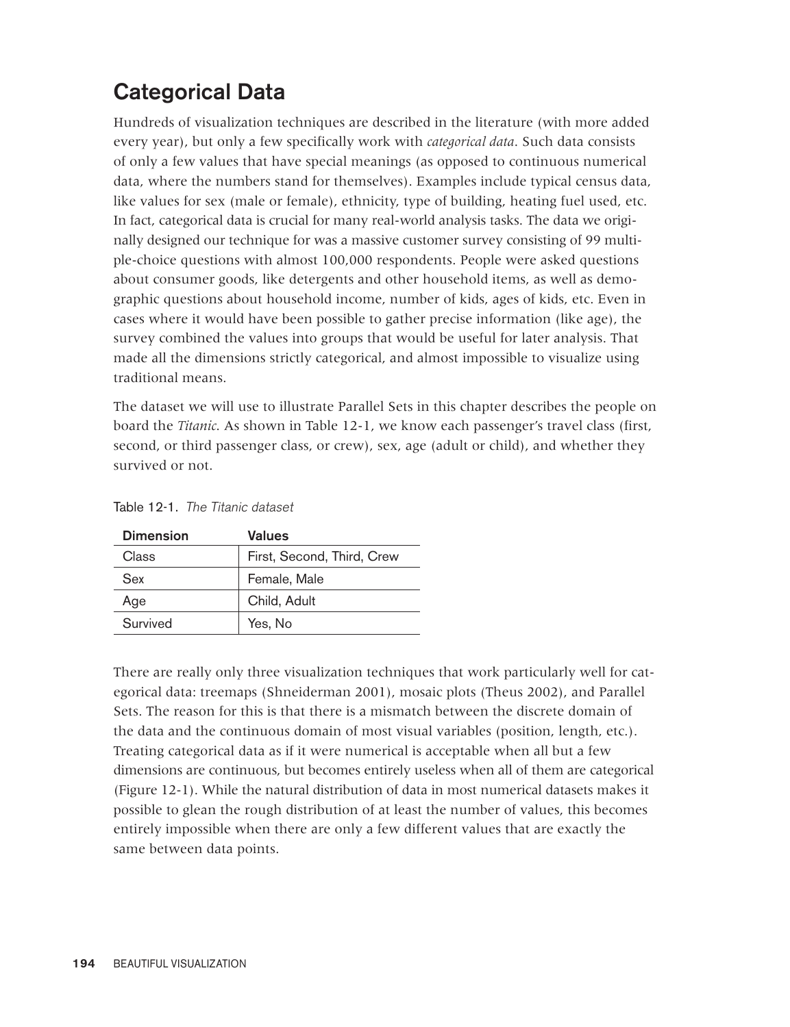## Categorical Data

Hundreds of visualization techniques are described in the literature (with more added every year), but only a few specifically work with *categorical data*. Such data consists of only a few values that have special meanings (as opposed to continuous numerical data, where the numbers stand for themselves). Examples include typical census data, like values for sex (male or female), ethnicity, type of building, heating fuel used, etc. In fact, categorical data is crucial for many real-world analysis tasks. The data we originally designed our technique for was a massive customer survey consisting of 99 multiple-choice questions with almost 100,000 respondents. People were asked questions about consumer goods, like detergents and other household items, as well as demographic questions about household income, number of kids, ages of kids, etc. Even in cases where it would have been possible to gather precise information (like age), the survey combined the values into groups that would be useful for later analysis. That made all the dimensions strictly categorical, and almost impossible to visualize using traditional means.

The dataset we will use to illustrate Parallel Sets in this chapter describes the people on board the *Titanic*. As shown in Table 12-1, we know each passenger's travel class (first, second, or third passenger class, or crew), sex, age (adult or child), and whether they survived or not.

Table 12-1. *The Titanic dataset*

| Dimension | Values |
| --- | --- |
| Class | First, Second, Third, Crew |
| Sex | Female, Male |
| Age | Child, Adult |
| Survived | Yes, No |

There are really only three visualization techniques that work particularly well for categorical data: treemaps (Shneiderman 2001), mosaic plots (Theus 2002), and Parallel Sets. The reason for this is that there is a mismatch between the discrete domain of the data and the continuous domain of most visual variables (position, length, etc.). Treating categorical data as if it were numerical is acceptable when all but a few dimensions are continuous, but becomes entirely useless when all of them are categorical (Figure 12-1). While the natural distribution of data in most numerical datasets makes it possible to glean the rough distribution of at least the number of values, this becomes entirely impossible when there are only a few different values that are exactly the same between data points.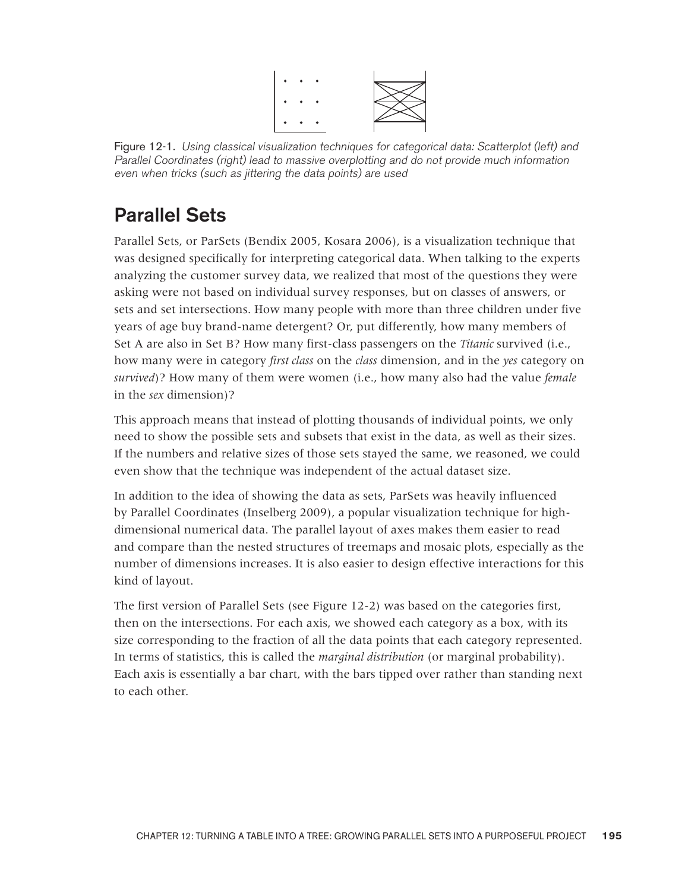Figure 12-1. *Using classical visualization techniques for categorical data: Scatterplot (left) and Parallel Coordinates (right) lead to massive overplotting and do not provide much information even when tricks (such as jittering the data points) are used*

## Parallel Sets

Parallel Sets, or ParSets (Bendix 2005, Kosara 2006), is a visualization technique that was designed specifically for interpreting categorical data. When talking to the experts analyzing the customer survey data, we realized that most of the questions they were asking were not based on individual survey responses, but on classes of answers, or sets and set intersections. How many people with more than three children under five years of age buy brand-name detergent? Or, put differently, how many members of Set A are also in Set B? How many first-class passengers on the *Titanic* survived (i.e., how many were in category *first class* on the *class* dimension, and in the *yes* category on *survived*)? How many of them were women (i.e., how many also had the value *female* in the *sex* dimension)?

This approach means that instead of plotting thousands of individual points, we only need to show the possible sets and subsets that exist in the data, as well as their sizes. If the numbers and relative sizes of those sets stayed the same, we reasoned, we could even show that the technique was independent of the actual dataset size.

In addition to the idea of showing the data as sets, ParSets was heavily influenced by Parallel Coordinates (Inselberg 2009), a popular visualization technique for high-dimensional numerical data. The parallel layout of axes makes them easier to read and compare than the nested structures of treemaps and mosaic plots, especially as the number of dimensions increases. It is also easier to design effective interactions for this kind of layout.

The first version of Parallel Sets (see Figure 12-2) was based on the categories first, then on the intersections. For each axis, we showed each category as a box, with its size corresponding to the fraction of all the data points that each category represented. In terms of statistics, this is called the *marginal distribution* (or marginal probability). Each axis is essentially a bar chart, with the bars tipped over rather than standing next to each other.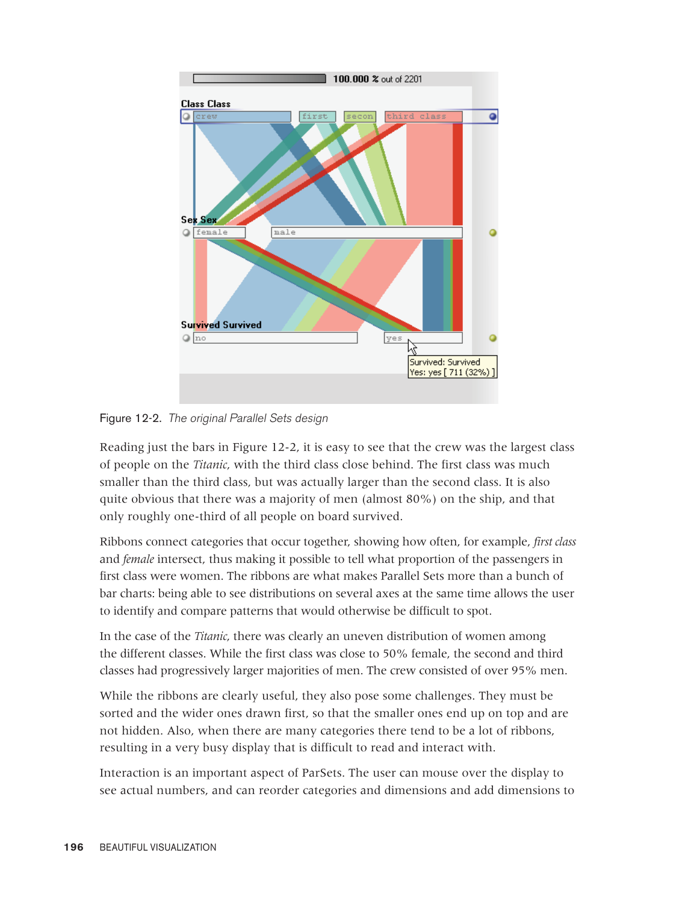Figure 12-2. *The original Parallel Sets design*

Reading just the bars in Figure 12-2, it is easy to see that the crew was the largest class of people on the *Titanic*, with the third class close behind. The first class was much smaller than the third class, but was actually larger than the second class. It is also quite obvious that there was a majority of men (almost 80%) on the ship, and that only roughly one-third of all people on board survived.

Ribbons connect categories that occur together, showing how often, for example, *first class* and *female* intersect, thus making it possible to tell what proportion of the passengers in first class were women. The ribbons are what makes Parallel Sets more than a bunch of bar charts: being able to see distributions on several axes at the same time allows the user to identify and compare patterns that would otherwise be difficult to spot.

In the case of the *Titanic*, there was clearly an uneven distribution of women among the different classes. While the first class was close to 50% female, the second and third classes had progressively larger majorities of men. The crew consisted of over 95% men.

While the ribbons are clearly useful, they also pose some challenges. They must be sorted and the wider ones drawn first, so that the smaller ones end up on top and are not hidden. Also, when there are many categories there tend to be a lot of ribbons, resulting in a very busy display that is difficult to read and interact with.

Interaction is an important aspect of ParSets. The user can mouse over the display to see actual numbers, and can reorder categories and dimensions and add dimensions to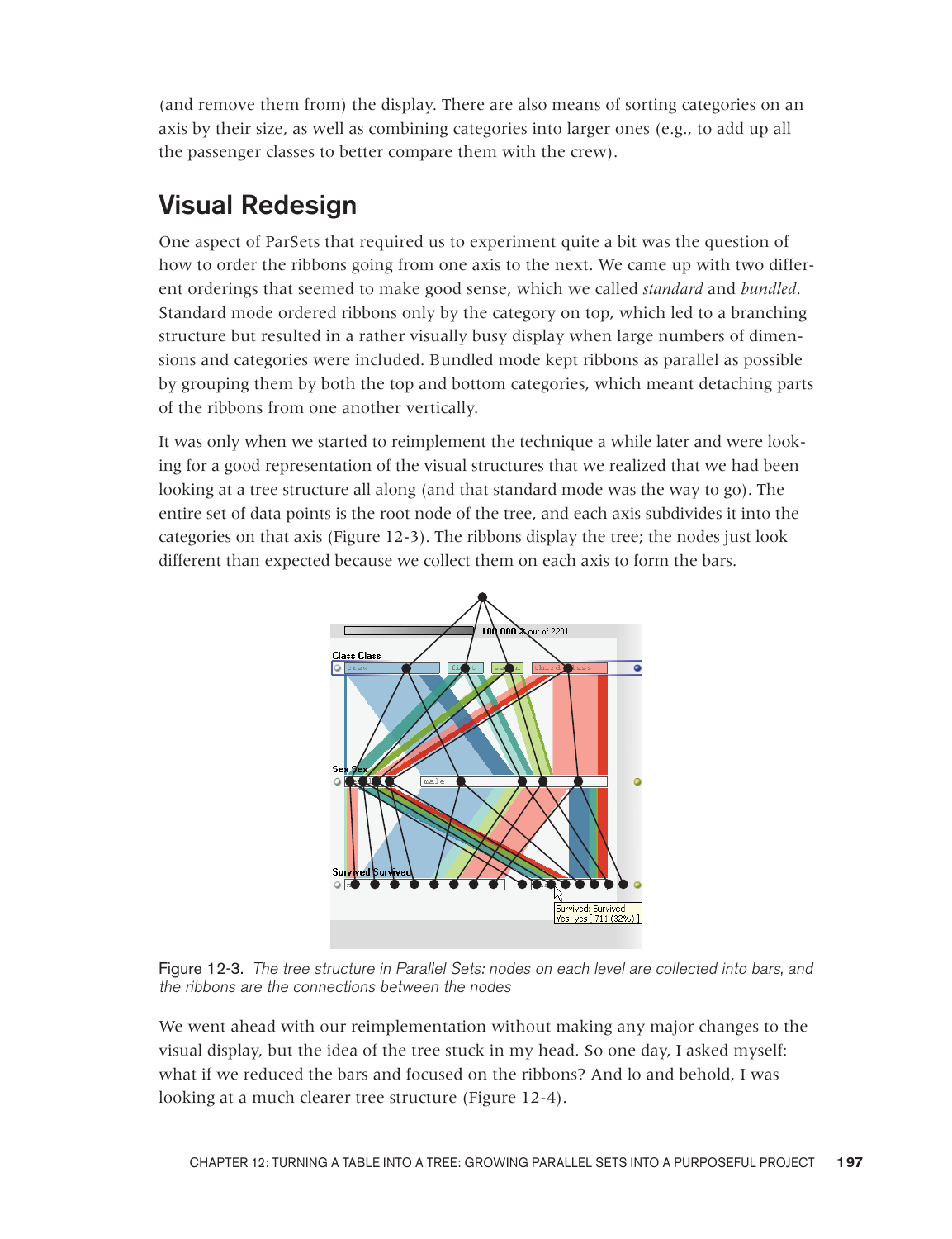(and remove them from) the display. There are also means of sorting categories on an axis by their size, as well as combining categories into larger ones (e.g., to add up all the passenger classes to better compare them with the crew).

## Visual Redesign

One aspect of ParSets that required us to experiment quite a bit was the question of how to order the ribbons going from one axis to the next. We came up with two different orderings that seemed to make good sense, which we called *standard* and *bundled*. Standard mode ordered ribbons only by the category on top, which led to a branching structure but resulted in a rather visually busy display when large numbers of dimensions and categories were included. Bundled mode kept ribbons as parallel as possible by grouping them by both the top and bottom categories, which meant detaching parts of the ribbons from one another vertically.

It was only when we started to reimplement the technique a while later and were looking for a good representation of the visual structures that we realized that we had been looking at a tree structure all along (and that standard mode was the way to go). The entire set of data points is the root node of the tree, and each axis subdivides it into the categories on that axis (Figure 12-3). The ribbons display the tree; the nodes just look different than expected because we collect them on each axis to form the bars.

100.000 % out of 2201

Class Class

crew first second third class

Sex Sex

male

Survived Survived

Survived: Survived
Yes: yes [ 711 (32%) ]

Figure 12-3. *The tree structure in Parallel Sets: nodes on each level are collected into bars, and the ribbons are the connections between the nodes*

We went ahead with our reimplementation without making any major changes to the visual display, but the idea of the tree stuck in my head. So one day, I asked myself: what if we reduced the bars and focused on the ribbons? And lo and behold, I was looking at a much clearer tree structure (Figure 12-4).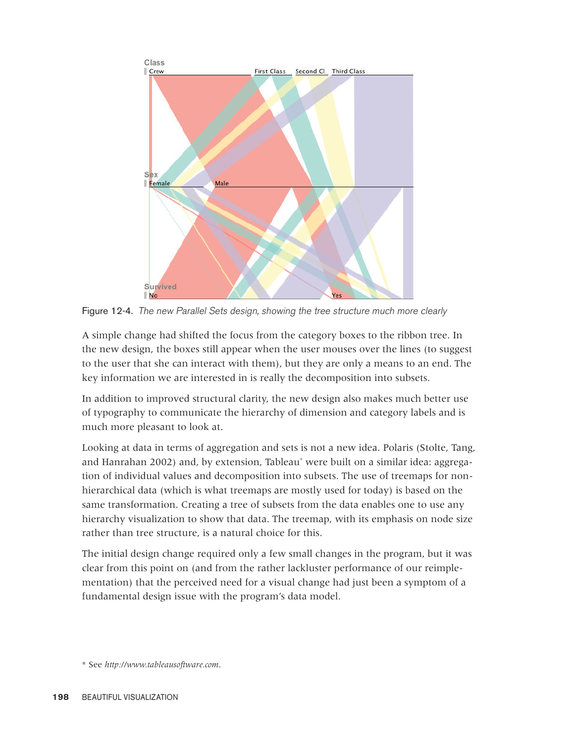Figure 12-4. *The new Parallel Sets design, showing the tree structure much more clearly*

A simple change had shifted the focus from the category boxes to the ribbon tree. In the new design, the boxes still appear when the user mouses over the lines (to suggest to the user that she can interact with them), but they are only a means to an end. The key information we are interested in is really the decomposition into subsets.

In addition to improved structural clarity, the new design also makes much better use of typography to communicate the hierarchy of dimension and category labels and is much more pleasant to look at.

Looking at data in terms of aggregation and sets is not a new idea. Polaris (Stolte, Tang, and Hanrahan 2002) and, by extension, Tableau* were built on a similar idea: aggregation of individual values and decomposition into subsets. The use of treemaps for non-hierarchical data (which is what treemaps are mostly used for today) is based on the same transformation. Creating a tree of subsets from the data enables one to use any hierarchy visualization to show that data. The treemap, with its emphasis on node size rather than tree structure, is a natural choice for this.

The initial design change required only a few small changes in the program, but it was clear from this point on (and from the rather lackluster performance of our reimplementation) that the perceived need for a visual change had just been a symptom of a fundamental design issue with the program's data model.

\* See *http://www.tableausoftware.com*.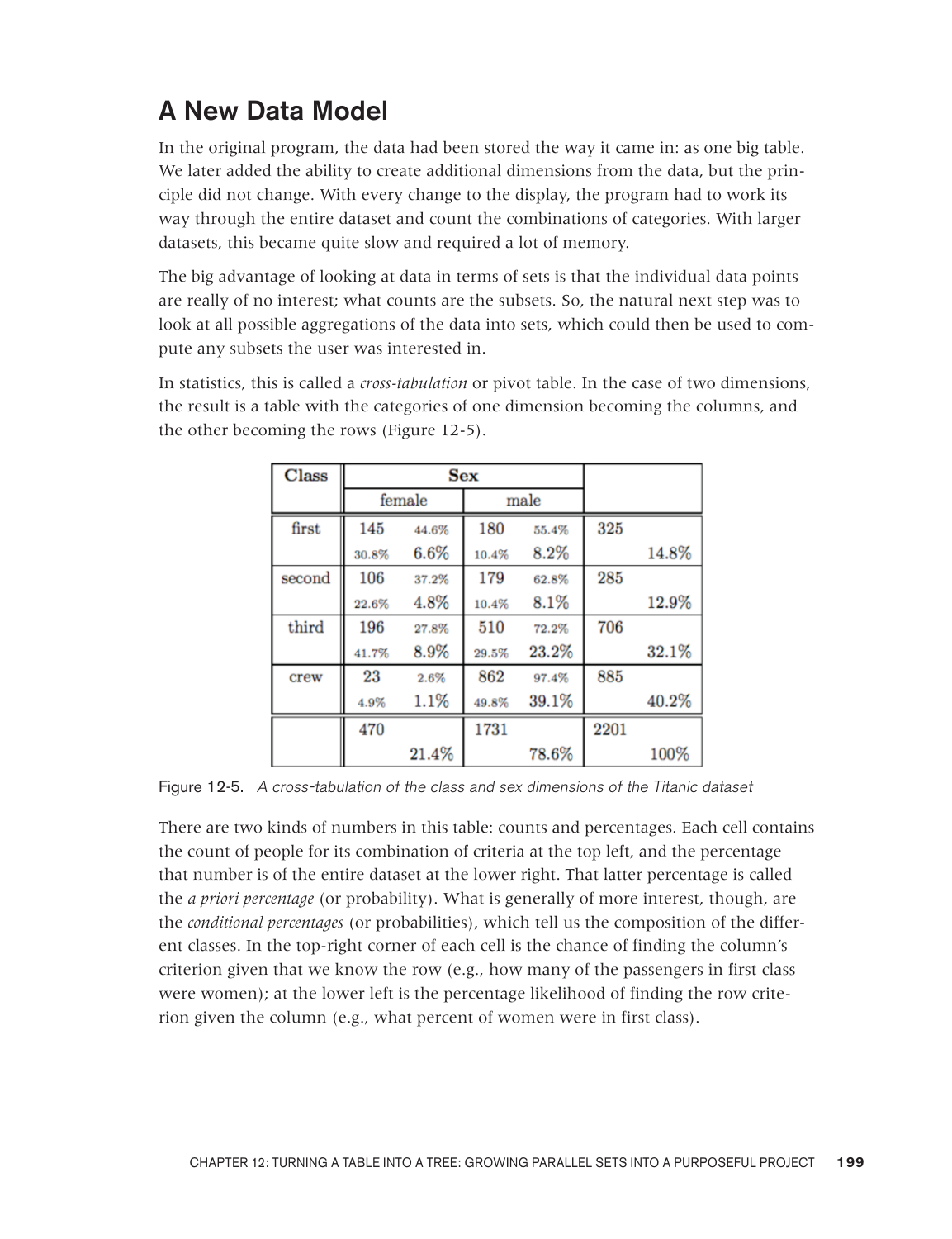## A New Data Model

In the original program, the data had been stored the way it came in: as one big table. We later added the ability to create additional dimensions from the data, but the principle did not change. With every change to the display, the program had to work its way through the entire dataset and count the combinations of categories. With larger datasets, this became quite slow and required a lot of memory.

The big advantage of looking at data in terms of sets is that the individual data points are really of no interest; what counts are the subsets. So, the natural next step was to look at all possible aggregations of the data into sets, which could then be used to compute any subsets the user was interested in.

In statistics, this is called a *cross-tabulation* or pivot table. In the case of two dimensions, the result is a table with the categories of one dimension becoming the columns, and the other becoming the rows (Figure 12-5).

| Class | Sex | | | | | |
|---|---|---|---|---|---|---|
| | female | | male | | | |
| first | 145 | 44.6% | 180 | 55.4% | 325 | |
| | 30.8% | 6.6% | 10.4% | 8.2% | | 14.8% |
| second | 106 | 37.2% | 179 | 62.8% | 285 | |
| | 22.6% | 4.8% | 10.4% | 8.1% | | 12.9% |
| third | 196 | 27.8% | 510 | 72.2% | 706 | |
| | 41.7% | 8.9% | 29.5% | 23.2% | | 32.1% |
| crew | 23 | 2.6% | 862 | 97.4% | 885 | |
| | 4.9% | 1.1% | 49.8% | 39.1% | | 40.2% |
| | 470 | | 1731 | | 2201 | |
| | | 21.4% | | 78.6% | | 100% |

Figure 12-5. *A cross-tabulation of the class and sex dimensions of the Titanic dataset*

There are two kinds of numbers in this table: counts and percentages. Each cell contains the count of people for its combination of criteria at the top left, and the percentage that number is of the entire dataset at the lower right. That latter percentage is called the *a priori percentage* (or probability). What is generally of more interest, though, are the *conditional percentages* (or probabilities), which tell us the composition of the different classes. In the top-right corner of each cell is the chance of finding the column's criterion given that we know the row (e.g., how many of the passengers in first class were women); at the lower left is the percentage likelihood of finding the row criterion given the column (e.g., what percent of women were in first class).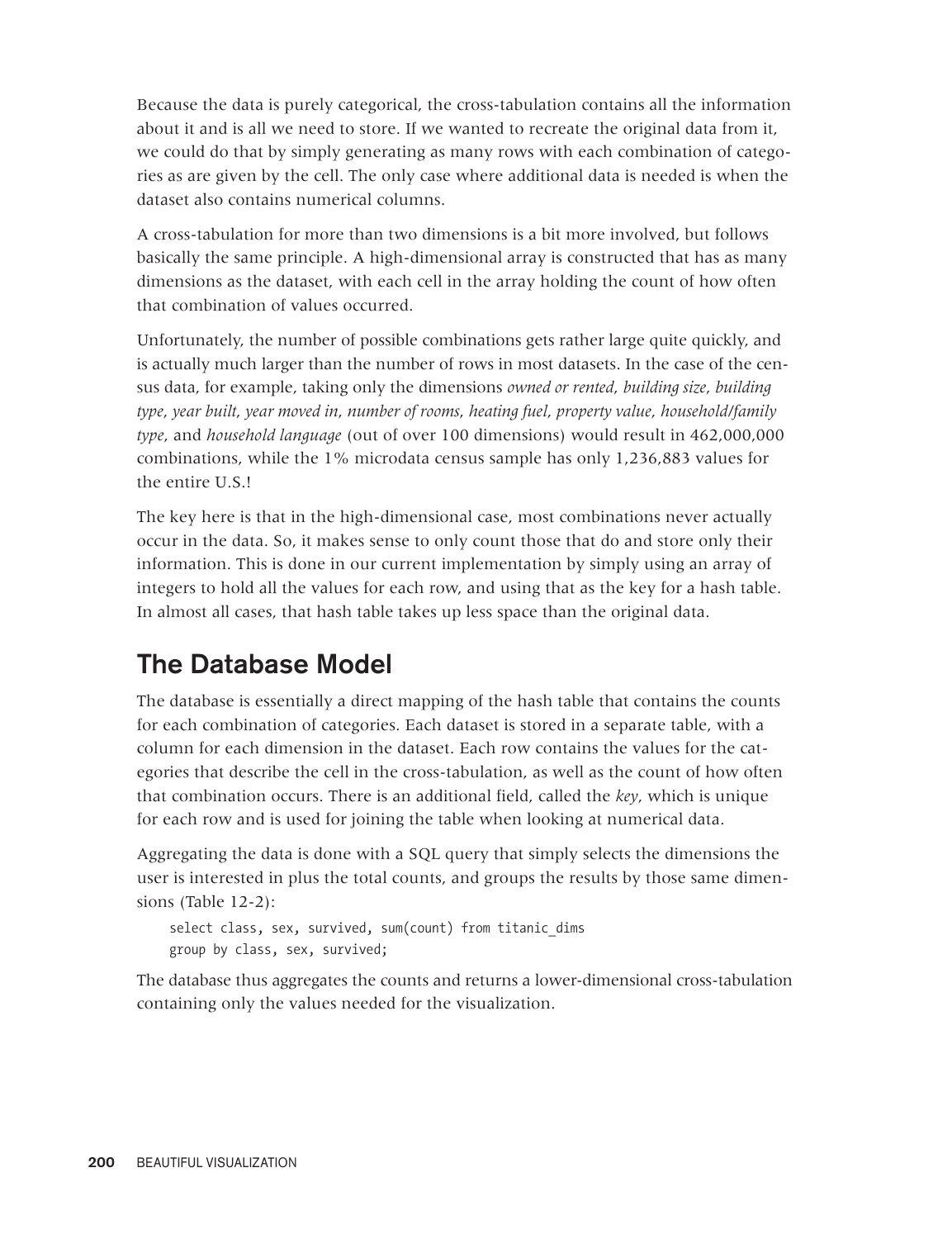Because the data is purely categorical, the cross-tabulation contains all the information about it and is all we need to store. If we wanted to recreate the original data from it, we could do that by simply generating as many rows with each combination of categories as are given by the cell. The only case where additional data is needed is when the dataset also contains numerical columns.

A cross-tabulation for more than two dimensions is a bit more involved, but follows basically the same principle. A high-dimensional array is constructed that has as many dimensions as the dataset, with each cell in the array holding the count of how often that combination of values occurred.

Unfortunately, the number of possible combinations gets rather large quite quickly, and is actually much larger than the number of rows in most datasets. In the case of the census data, for example, taking only the dimensions *owned or rented*, *building size*, *building type*, *year built*, *year moved in*, *number of rooms*, *heating fuel*, *property value*, *household/family type*, and *household language* (out of over 100 dimensions) would result in 462,000,000 combinations, while the 1% microdata census sample has only 1,236,883 values for the entire U.S.!

The key here is that in the high-dimensional case, most combinations never actually occur in the data. So, it makes sense to only count those that do and store only their information. This is done in our current implementation by simply using an array of integers to hold all the values for each row, and using that as the key for a hash table. In almost all cases, that hash table takes up less space than the original data.

## The Database Model

The database is essentially a direct mapping of the hash table that contains the counts for each combination of categories. Each dataset is stored in a separate table, with a column for each dimension in the dataset. Each row contains the values for the categories that describe the cell in the cross-tabulation, as well as the count of how often that combination occurs. There is an additional field, called the *key*, which is unique for each row and is used for joining the table when looking at numerical data.

Aggregating the data is done with a SQL query that simply selects the dimensions the user is interested in plus the total counts, and groups the results by those same dimensions (Table 12-2):

```
select class, sex, survived, sum(count) from titanic_dims
group by class, sex, survived;
```

The database thus aggregates the counts and returns a lower-dimensional cross-tabulation containing only the values needed for the visualization.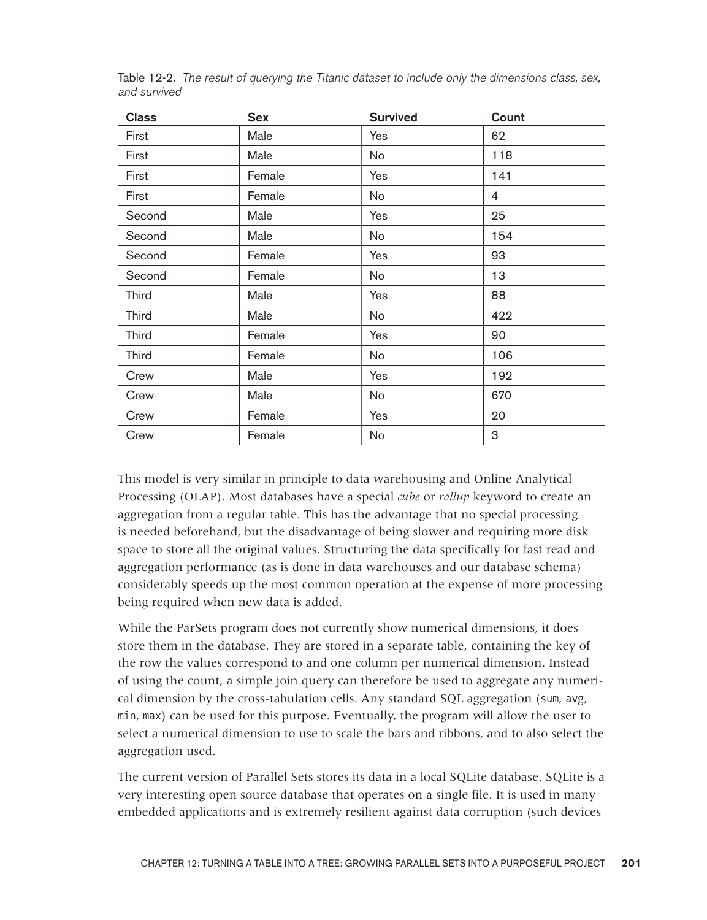Table 12-2. *The result of querying the Titanic dataset to include only the dimensions class, sex, and survived*

| Class | Sex | Survived | Count |
|---|---|---|---|
| First | Male | Yes | 62 |
| First | Male | No | 118 |
| First | Female | Yes | 141 |
| First | Female | No | 4 |
| Second | Male | Yes | 25 |
| Second | Male | No | 154 |
| Second | Female | Yes | 93 |
| Second | Female | No | 13 |
| Third | Male | Yes | 88 |
| Third | Male | No | 422 |
| Third | Female | Yes | 90 |
| Third | Female | No | 106 |
| Crew | Male | Yes | 192 |
| Crew | Male | No | 670 |
| Crew | Female | Yes | 20 |
| Crew | Female | No | 3 |

This model is very similar in principle to data warehousing and Online Analytical Processing (OLAP). Most databases have a special *cube* or *rollup* keyword to create an aggregation from a regular table. This has the advantage that no special processing is needed beforehand, but the disadvantage of being slower and requiring more disk space to store all the original values. Structuring the data specifically for fast read and aggregation performance (as is done in data warehouses and our database schema) considerably speeds up the most common operation at the expense of more processing being required when new data is added.

While the ParSets program does not currently show numerical dimensions, it does store them in the database. They are stored in a separate table, containing the key of the row the values correspond to and one column per numerical dimension. Instead of using the count, a simple join query can therefore be used to aggregate any numerical dimension by the cross-tabulation cells. Any standard SQL aggregation (`sum`, `avg`, `min`, `max`) can be used for this purpose. Eventually, the program will allow the user to select a numerical dimension to use to scale the bars and ribbons, and to also select the aggregation used.

The current version of Parallel Sets stores its data in a local SQLite database. SQLite is a very interesting open source database that operates on a single file. It is used in many embedded applications and is extremely resilient against data corruption (such devices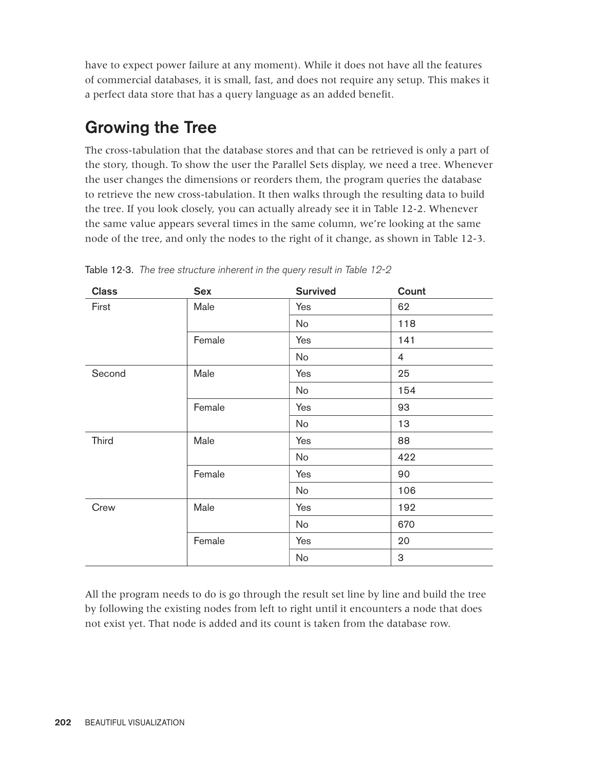have to expect power failure at any moment). While it does not have all the features of commercial databases, it is small, fast, and does not require any setup. This makes it a perfect data store that has a query language as an added benefit.

## Growing the Tree

The cross-tabulation that the database stores and that can be retrieved is only a part of the story, though. To show the user the Parallel Sets display, we need a tree. Whenever the user changes the dimensions or reorders them, the program queries the database to retrieve the new cross-tabulation. It then walks through the resulting data to build the tree. If you look closely, you can actually already see it in Table 12-2. Whenever the same value appears several times in the same column, we're looking at the same node of the tree, and only the nodes to the right of it change, as shown in Table 12-3.

Table 12-3. *The tree structure inherent in the query result in Table 12-2*

| Class | Sex | Survived | Count |
|---|---|---|---|
| First | Male | Yes | 62 |
| | | No | 118 |
| | Female | Yes | 141 |
| | | No | 4 |
| Second | Male | Yes | 25 |
| | | No | 154 |
| | Female | Yes | 93 |
| | | No | 13 |
| Third | Male | Yes | 88 |
| | | No | 422 |
| | Female | Yes | 90 |
| | | No | 106 |
| Crew | Male | Yes | 192 |
| | | No | 670 |
| | Female | Yes | 20 |
| | | No | 3 |

All the program needs to do is go through the result set line by line and build the tree by following the existing nodes from left to right until it encounters a node that does not exist yet. That node is added and its count is taken from the database row.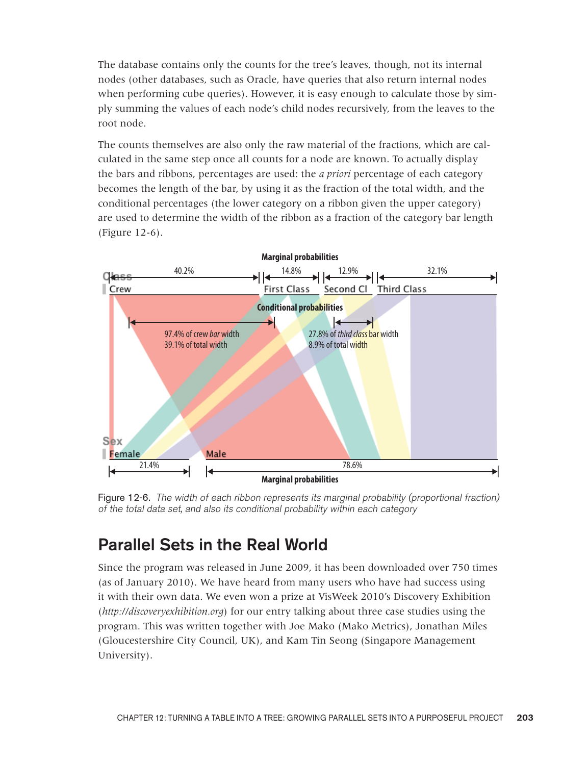The database contains only the counts for the tree's leaves, though, not its internal nodes (other databases, such as Oracle, have queries that also return internal nodes when performing cube queries). However, it is easy enough to calculate those by simply summing the values of each node's child nodes recursively, from the leaves to the root node.

The counts themselves are also only the raw material of the fractions, which are calculated in the same step once all counts for a node are known. To actually display the bars and ribbons, percentages are used: the *a priori* percentage of each category becomes the length of the bar, by using it as the fraction of the total width, and the conditional percentages (the lower category on a ribbon given the upper category) are used to determine the width of the ribbon as a fraction of the category bar length (Figure 12-6).

Figure 12-6. *The width of each ribbon represents its marginal probability (proportional fraction) of the total data set, and also its conditional probability within each category*

## Parallel Sets in the Real World

Since the program was released in June 2009, it has been downloaded over 750 times (as of January 2010). We have heard from many users who have had success using it with their own data. We even won a prize at VisWeek 2010's Discovery Exhibition (*http://discoveryexhibition.org*) for our entry talking about three case studies using the program. This was written together with Joe Mako (Mako Metrics), Jonathan Miles (Gloucestershire City Council, UK), and Kam Tin Seong (Singapore Management University).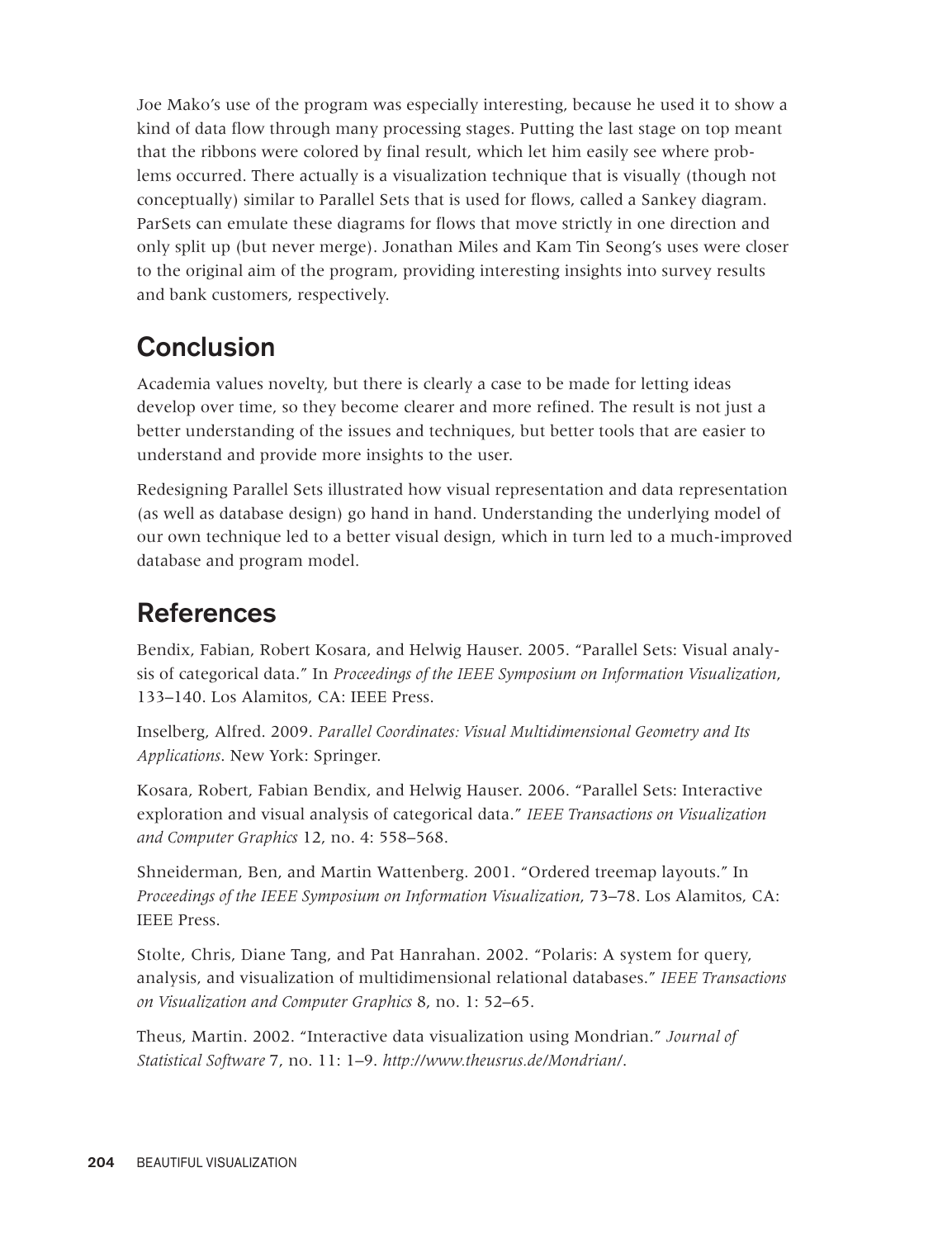Joe Mako's use of the program was especially interesting, because he used it to show a kind of data flow through many processing stages. Putting the last stage on top meant that the ribbons were colored by final result, which let him easily see where problems occurred. There actually is a visualization technique that is visually (though not conceptually) similar to Parallel Sets that is used for flows, called a Sankey diagram. ParSets can emulate these diagrams for flows that move strictly in one direction and only split up (but never merge). Jonathan Miles and Kam Tin Seong's uses were closer to the original aim of the program, providing interesting insights into survey results and bank customers, respectively.

## Conclusion

Academia values novelty, but there is clearly a case to be made for letting ideas develop over time, so they become clearer and more refined. The result is not just a better understanding of the issues and techniques, but better tools that are easier to understand and provide more insights to the user.

Redesigning Parallel Sets illustrated how visual representation and data representation (as well as database design) go hand in hand. Understanding the underlying model of our own technique led to a better visual design, which in turn led to a much-improved database and program model.

## References

Bendix, Fabian, Robert Kosara, and Helwig Hauser. 2005. "Parallel Sets: Visual analysis of categorical data." In *Proceedings of the IEEE Symposium on Information Visualization*, 133–140. Los Alamitos, CA: IEEE Press.

Inselberg, Alfred. 2009. *Parallel Coordinates: Visual Multidimensional Geometry and Its Applications*. New York: Springer.

Kosara, Robert, Fabian Bendix, and Helwig Hauser. 2006. "Parallel Sets: Interactive exploration and visual analysis of categorical data." *IEEE Transactions on Visualization and Computer Graphics* 12, no. 4: 558–568.

Shneiderman, Ben, and Martin Wattenberg. 2001. "Ordered treemap layouts." In *Proceedings of the IEEE Symposium on Information Visualization*, 73–78. Los Alamitos, CA: IEEE Press.

Stolte, Chris, Diane Tang, and Pat Hanrahan. 2002. "Polaris: A system for query, analysis, and visualization of multidimensional relational databases." *IEEE Transactions on Visualization and Computer Graphics* 8, no. 1: 52–65.

Theus, Martin. 2002. "Interactive data visualization using Mondrian." *Journal of Statistical Software* 7, no. 11: 1–9. *http://www.theusrus.de/Mondrian/*.